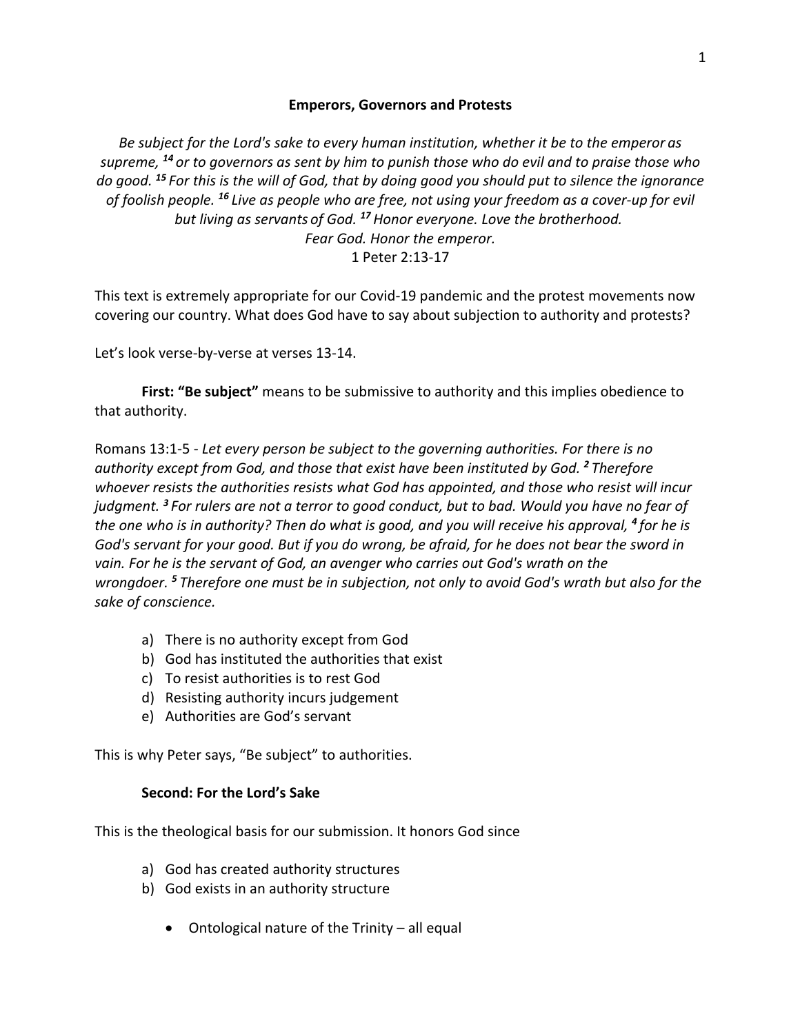**Emperors, Governors and Protests**

*Be subject for the Lord's sake to every human institution, whether it be to the emperor as supreme, [14] or to governors as sent by him to punish those who do evil and to praise those who do good. [15] For this is the will of God, that by doing good you should put to silence the ignorance of foolish people. [16] Live as people who are free, not using your freedom as a cover-up for evil but living as servants of God. [17] Honor everyone. Love the brotherhood. Fear God. Honor the emperor.*
1 Peter 2:13-17

This text is extremely appropriate for our Covid-19 pandemic and the protest movements now covering our country. What does God have to say about subjection to authority and protests?

Let's look verse-by-verse at verses 13-14.

**First: "Be subject"** means to be submissive to authority and this implies obedience to that authority.

Romans 13:1-5 - *Let every person be subject to the governing authorities. For there is no authority except from God, and those that exist have been instituted by God. [2] Therefore whoever resists the authorities resists what God has appointed, and those who resist will incur judgment. [3] For rulers are not a terror to good conduct, but to bad. Would you have no fear of the one who is in authority? Then do what is good, and you will receive his approval, [4] for he is God's servant for your good. But if you do wrong, be afraid, for he does not bear the sword in vain. For he is the servant of God, an avenger who carries out God's wrath on the wrongdoer. [5] Therefore one must be in subjection, not only to avoid God's wrath but also for the sake of conscience.*

a) There is no authority except from God
b) God has instituted the authorities that exist
c) To resist authorities is to rest God
d) Resisting authority incurs judgement
e) Authorities are God's servant

This is why Peter says, "Be subject" to authorities.

**Second: For the Lord's Sake**

This is the theological basis for our submission. It honors God since

a) God has created authority structures
b) God exists in an authority structure
   - Ontological nature of the Trinity – all equal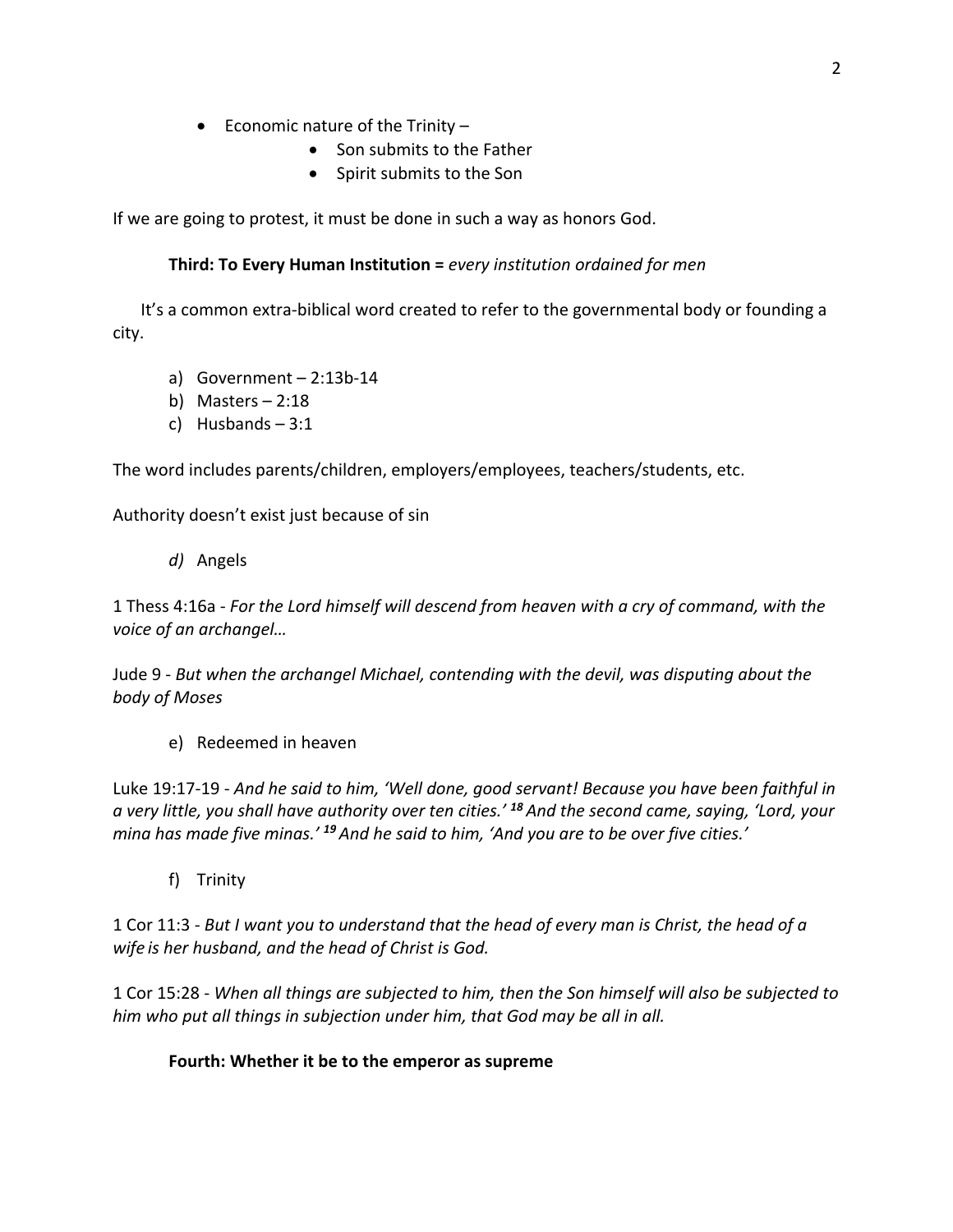- Economic nature of the Trinity –
    - Son submits to the Father
    - Spirit submits to the Son

If we are going to protest, it must be done in such a way as honors God.

**Third: To Every Human Institution =** *every institution ordained for men*

It's a common extra-biblical word created to refer to the governmental body or founding a city.

a) Government – 2:13b-14
b) Masters – 2:18
c) Husbands – 3:1

The word includes parents/children, employers/employees, teachers/students, etc.

Authority doesn't exist just because of sin

*d)* Angels

1 Thess 4:16a - *For the Lord himself will descend from heaven with a cry of command, with the voice of an archangel…*

Jude 9 - *But when the archangel Michael, contending with the devil, was disputing about the body of Moses*

e) Redeemed in heaven

Luke 19:17-19 - *And he said to him, 'Well done, good servant! Because you have been faithful in a very little, you shall have authority over ten cities.'* ***18*** *And the second came, saying, 'Lord, your mina has made five minas.'* ***19*** *And he said to him, 'And you are to be over five cities.'*

f) Trinity

1 Cor 11:3 - *But I want you to understand that the head of every man is Christ, the head of a wife is her husband, and the head of Christ is God.*

1 Cor 15:28 - *When all things are subjected to him, then the Son himself will also be subjected to him who put all things in subjection under him, that God may be all in all.*

**Fourth: Whether it be to the emperor as supreme**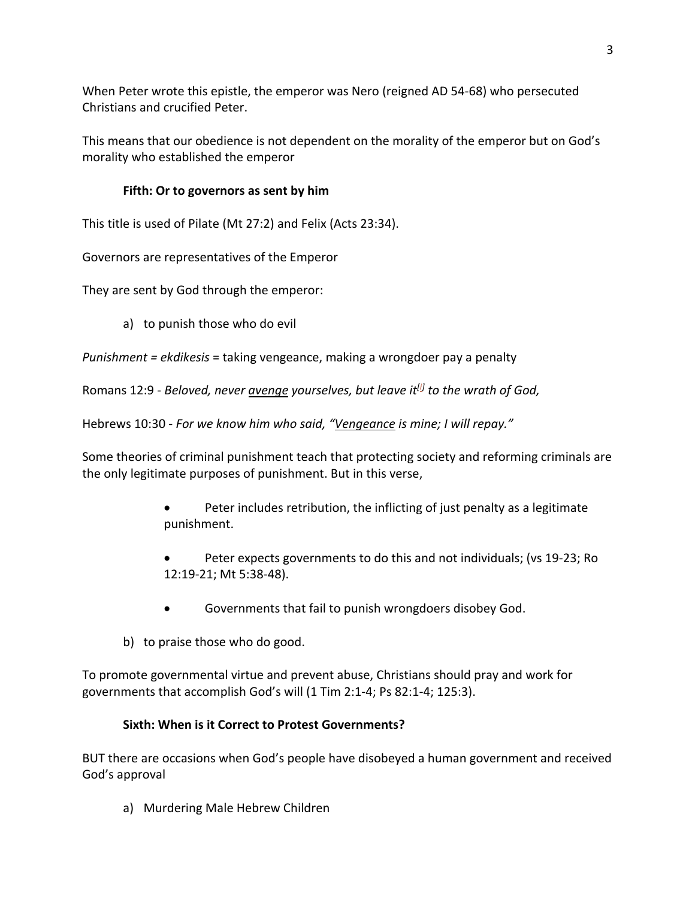When Peter wrote this epistle, the emperor was Nero (reigned AD 54-68) who persecuted Christians and crucified Peter.

This means that our obedience is not dependent on the morality of the emperor but on God's morality who established the emperor

**Fifth: Or to governors as sent by him**

This title is used of Pilate (Mt 27:2) and Felix (Acts 23:34).

Governors are representatives of the Emperor

They are sent by God through the emperor:

a) to punish those who do evil

*Punishment = ekdikesis* = taking vengeance, making a wrongdoer pay a penalty

Romans 12:9 - *Beloved, never <u>avenge</u> yourselves, but leave it*[i] *to the wrath of God,*

Hebrews 10:30 - *For we know him who said, "<u>Vengeance</u> is mine; I will repay."*

Some theories of criminal punishment teach that protecting society and reforming criminals are the only legitimate purposes of punishment. But in this verse,

- Peter includes retribution, the inflicting of just penalty as a legitimate punishment.
- Peter expects governments to do this and not individuals; (vs 19-23; Ro 12:19-21; Mt 5:38-48).
- Governments that fail to punish wrongdoers disobey God.

b) to praise those who do good.

To promote governmental virtue and prevent abuse, Christians should pray and work for governments that accomplish God's will (1 Tim 2:1-4; Ps 82:1-4; 125:3).

**Sixth: When is it Correct to Protest Governments?**

BUT there are occasions when God's people have disobeyed a human government and received God's approval

a) Murdering Male Hebrew Children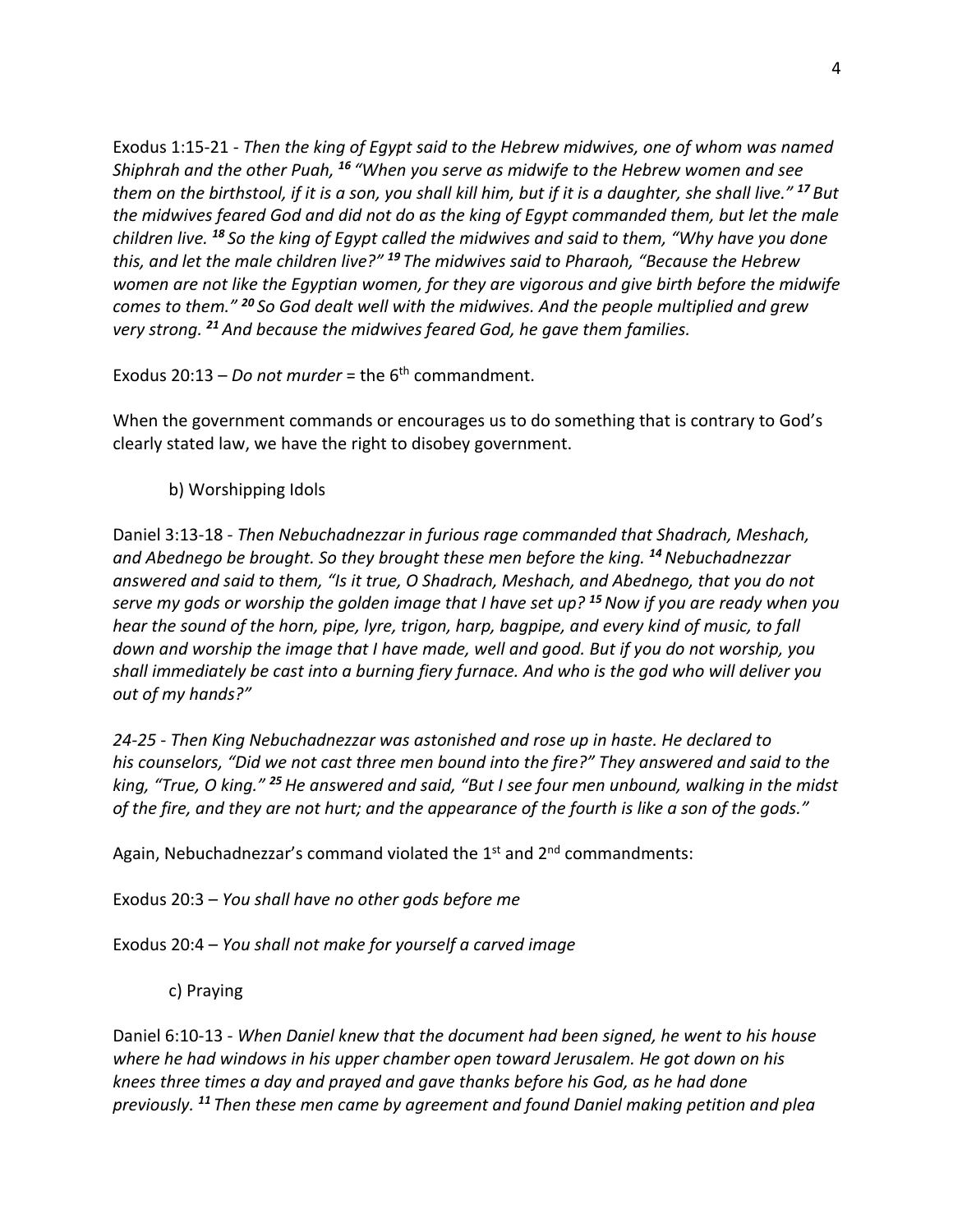Exodus 1:15-21 - *Then the king of Egypt said to the Hebrew midwives, one of whom was named Shiphrah and the other Puah, [16] "When you serve as midwife to the Hebrew women and see them on the birthstool, if it is a son, you shall kill him, but if it is a daughter, she shall live." [17] But the midwives feared God and did not do as the king of Egypt commanded them, but let the male children live. [18] So the king of Egypt called the midwives and said to them, "Why have you done this, and let the male children live?" [19] The midwives said to Pharaoh, "Because the Hebrew women are not like the Egyptian women, for they are vigorous and give birth before the midwife comes to them." [20] So God dealt well with the midwives. And the people multiplied and grew very strong. [21] And because the midwives feared God, he gave them families.*

Exodus 20:13 – *Do not murder* = the 6th commandment.

When the government commands or encourages us to do something that is contrary to God's clearly stated law, we have the right to disobey government.

b) Worshipping Idols

Daniel 3:13-18 - *Then Nebuchadnezzar in furious rage commanded that Shadrach, Meshach, and Abednego be brought. So they brought these men before the king. [14] Nebuchadnezzar answered and said to them, "Is it true, O Shadrach, Meshach, and Abednego, that you do not serve my gods or worship the golden image that I have set up? [15] Now if you are ready when you hear the sound of the horn, pipe, lyre, trigon, harp, bagpipe, and every kind of music, to fall down and worship the image that I have made, well and good. But if you do not worship, you shall immediately be cast into a burning fiery furnace. And who is the god who will deliver you out of my hands?"*

*24-25 - Then King Nebuchadnezzar was astonished and rose up in haste. He declared to his counselors, "Did we not cast three men bound into the fire?" They answered and said to the king, "True, O king." [25] He answered and said, "But I see four men unbound, walking in the midst of the fire, and they are not hurt; and the appearance of the fourth is like a son of the gods."*

Again, Nebuchadnezzar's command violated the 1st and 2nd commandments:

Exodus 20:3 – *You shall have no other gods before me*

Exodus 20:4 – *You shall not make for yourself a carved image*

c) Praying

Daniel 6:10-13 - *When Daniel knew that the document had been signed, he went to his house where he had windows in his upper chamber open toward Jerusalem. He got down on his knees three times a day and prayed and gave thanks before his God, as he had done previously. [11] Then these men came by agreement and found Daniel making petition and plea*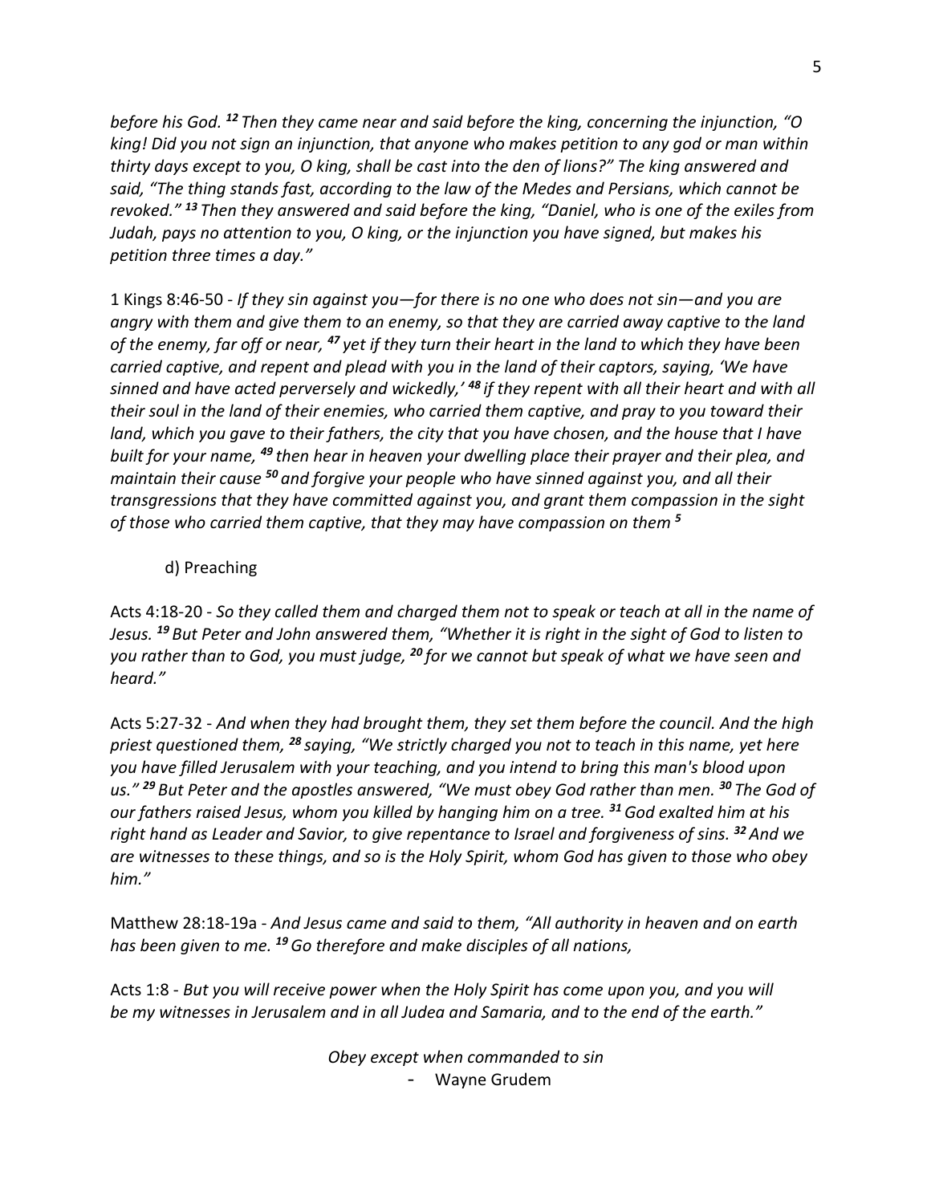*before his God.* [12] *Then they came near and said before the king, concerning the injunction, "O king! Did you not sign an injunction, that anyone who makes petition to any god or man within thirty days except to you, O king, shall be cast into the den of lions?" The king answered and said, "The thing stands fast, according to the law of the Medes and Persians, which cannot be revoked."* [13] *Then they answered and said before the king, "Daniel, who is one of the exiles from Judah, pays no attention to you, O king, or the injunction you have signed, but makes his petition three times a day."*

1 Kings 8:46-50 - *If they sin against you—for there is no one who does not sin—and you are angry with them and give them to an enemy, so that they are carried away captive to the land of the enemy, far off or near,* [47] *yet if they turn their heart in the land to which they have been carried captive, and repent and plead with you in the land of their captors, saying, 'We have sinned and have acted perversely and wickedly,'* [48] *if they repent with all their heart and with all their soul in the land of their enemies, who carried them captive, and pray to you toward their land, which you gave to their fathers, the city that you have chosen, and the house that I have built for your name,* [49] *then hear in heaven your dwelling place their prayer and their plea, and maintain their cause* [50] *and forgive your people who have sinned against you, and all their transgressions that they have committed against you, and grant them compassion in the sight of those who carried them captive, that they may have compassion on them* [5]

d) Preaching

Acts 4:18-20 - *So they called them and charged them not to speak or teach at all in the name of Jesus.* [19] *But Peter and John answered them, "Whether it is right in the sight of God to listen to you rather than to God, you must judge,* [20] *for we cannot but speak of what we have seen and heard."*

Acts 5:27-32 - *And when they had brought them, they set them before the council. And the high priest questioned them,* [28] *saying, "We strictly charged you not to teach in this name, yet here you have filled Jerusalem with your teaching, and you intend to bring this man's blood upon us."* [29] *But Peter and the apostles answered, "We must obey God rather than men.* [30] *The God of our fathers raised Jesus, whom you killed by hanging him on a tree.* [31] *God exalted him at his right hand as Leader and Savior, to give repentance to Israel and forgiveness of sins.* [32] *And we are witnesses to these things, and so is the Holy Spirit, whom God has given to those who obey him."*

Matthew 28:18-19a - *And Jesus came and said to them, "All authority in heaven and on earth has been given to me.* [19] *Go therefore and make disciples of all nations,*

Acts 1:8 - *But you will receive power when the Holy Spirit has come upon you, and you will be my witnesses in Jerusalem and in all Judea and Samaria, and to the end of the earth."*

*Obey except when commanded to sin*

- Wayne Grudem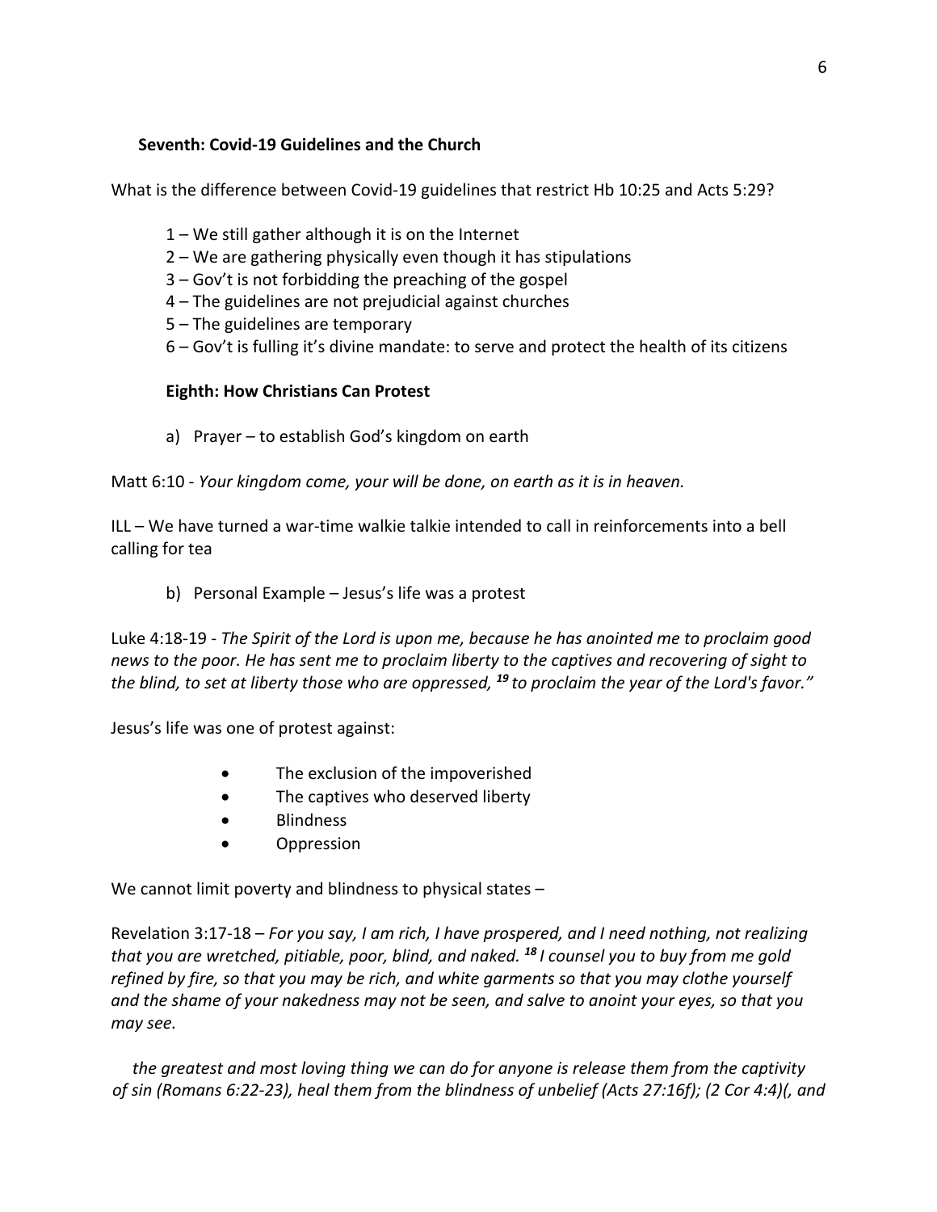**Seventh: Covid-19 Guidelines and the Church**

What is the difference between Covid-19 guidelines that restrict Hb 10:25 and Acts 5:29?

1 – We still gather although it is on the Internet
2 – We are gathering physically even though it has stipulations
3 – Gov't is not forbidding the preaching of the gospel
4 – The guidelines are not prejudicial against churches
5 – The guidelines are temporary
6 – Gov't is fulling it's divine mandate: to serve and protect the health of its citizens

**Eighth: How Christians Can Protest**

a) Prayer – to establish God's kingdom on earth

Matt 6:10 - *Your kingdom come, your will be done, on earth as it is in heaven.*

ILL – We have turned a war-time walkie talkie intended to call in reinforcements into a bell calling for tea

b) Personal Example – Jesus's life was a protest

Luke 4:18-19 - *The Spirit of the Lord is upon me, because he has anointed me to proclaim good news to the poor. He has sent me to proclaim liberty to the captives and recovering of sight to the blind, to set at liberty those who are oppressed,* ***19*** *to proclaim the year of the Lord's favor."*

Jesus's life was one of protest against:

- The exclusion of the impoverished
- The captives who deserved liberty
- Blindness
- Oppression

We cannot limit poverty and blindness to physical states –

Revelation 3:17-18 – *For you say, I am rich, I have prospered, and I need nothing, not realizing that you are wretched, pitiable, poor, blind, and naked.* ***18*** *I counsel you to buy from me gold refined by fire, so that you may be rich, and white garments so that you may clothe yourself and the shame of your nakedness may not be seen, and salve to anoint your eyes, so that you may see.*

*the greatest and most loving thing we can do for anyone is release them from the captivity of sin (Romans 6:22-23), heal them from the blindness of unbelief (Acts 27:16f); (2 Cor 4:4)(, and*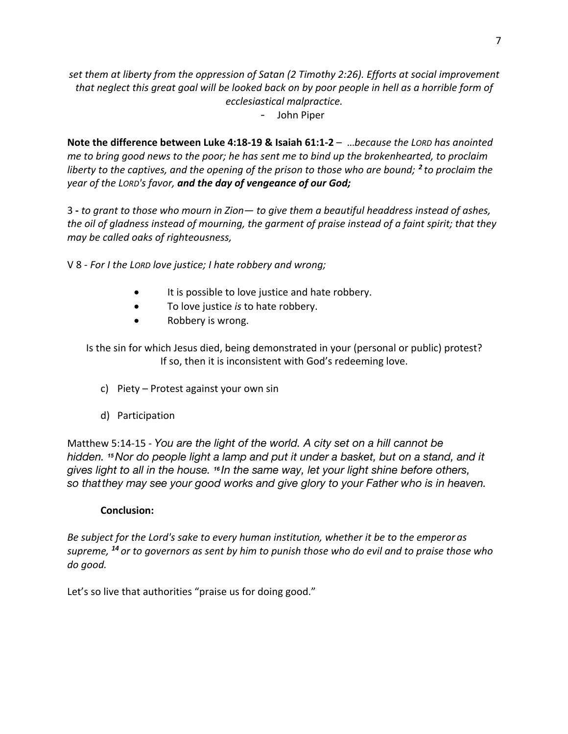*set them at liberty from the oppression of Satan (2 Timothy 2:26). Efforts at social improvement that neglect this great goal will be looked back on by poor people in hell as a horrible form of ecclesiastical malpractice.*

- John Piper

**Note the difference between Luke 4:18-19 & Isaiah 61:1-2** – *…because the LORD has anointed me to bring good news to the poor; he has sent me to bind up the brokenhearted, to proclaim liberty to the captives, and the opening of the prison to those who are bound;* ***2*** *to proclaim the year of the LORD's favor,* ***and the day of vengeance of our God;***

3 **-** *to grant to those who mourn in Zion— to give them a beautiful headdress instead of ashes, the oil of gladness instead of mourning, the garment of praise instead of a faint spirit; that they may be called oaks of righteousness,*

V 8 - *For I the LORD love justice; I hate robbery and wrong;*

- It is possible to love justice and hate robbery.
- To love justice *is* to hate robbery.
- Robbery is wrong.

Is the sin for which Jesus died, being demonstrated in your (personal or public) protest? If so, then it is inconsistent with God's redeeming love.

c) Piety – Protest against your own sin

d) Participation

Matthew 5:14-15 - *You are the light of the world. A city set on a hill cannot be hidden.* *15 Nor do people light a lamp and put it under a basket, but on a stand, and it gives light to all in the house.* *16 In the same way, let your light shine before others, so that they may see your good works and give glory to your Father who is in heaven.*

**Conclusion:**

*Be subject for the Lord's sake to every human institution, whether it be to the emperor as supreme,* ***14*** *or to governors as sent by him to punish those who do evil and to praise those who do good.*

Let's so live that authorities "praise us for doing good."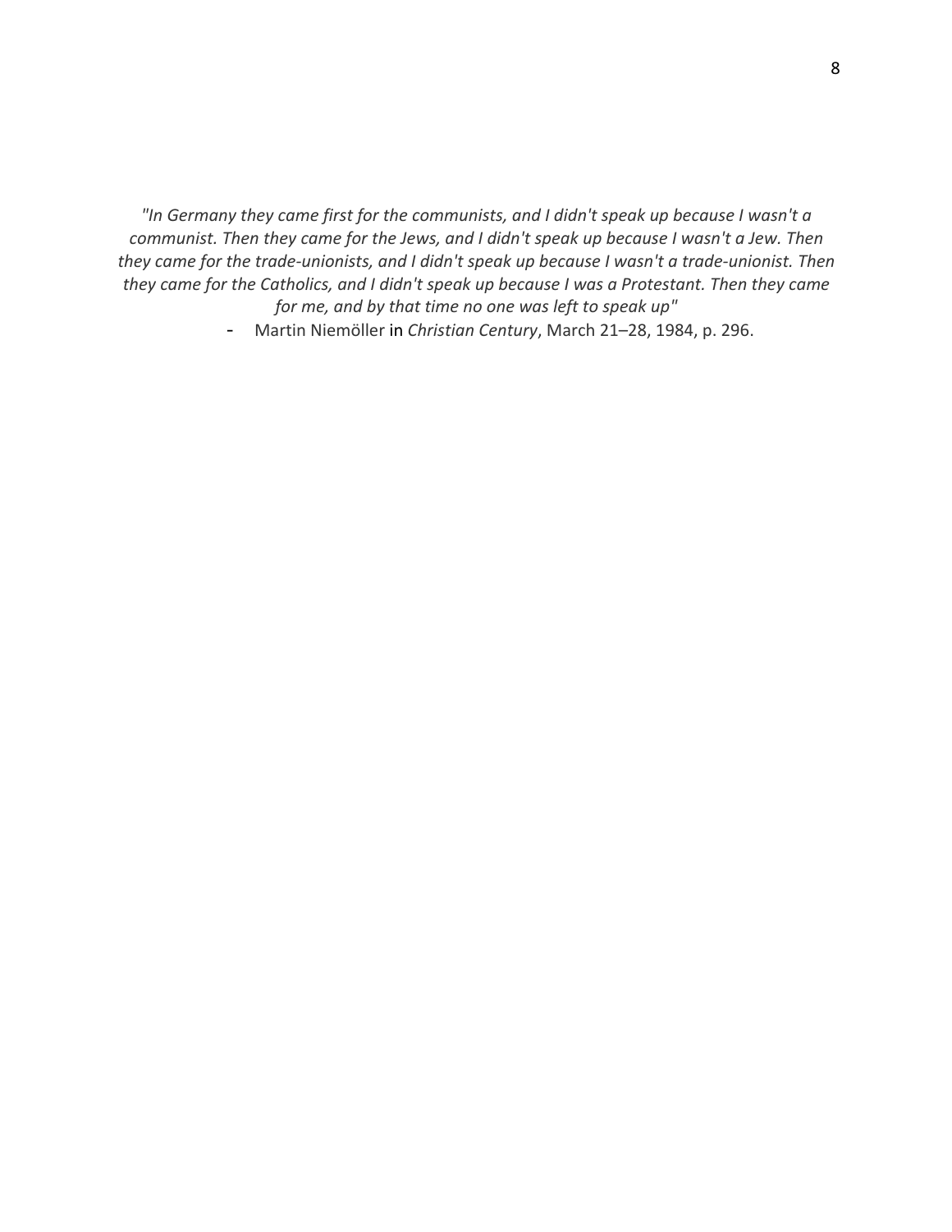*"In Germany they came first for the communists, and I didn't speak up because I wasn't a communist. Then they came for the Jews, and I didn't speak up because I wasn't a Jew. Then they came for the trade-unionists, and I didn't speak up because I wasn't a trade-unionist. Then they came for the Catholics, and I didn't speak up because I was a Protestant. Then they came for me, and by that time no one was left to speak up"*

- Martin Niemöller in *Christian Century*, March 21–28, 1984, p. 296.